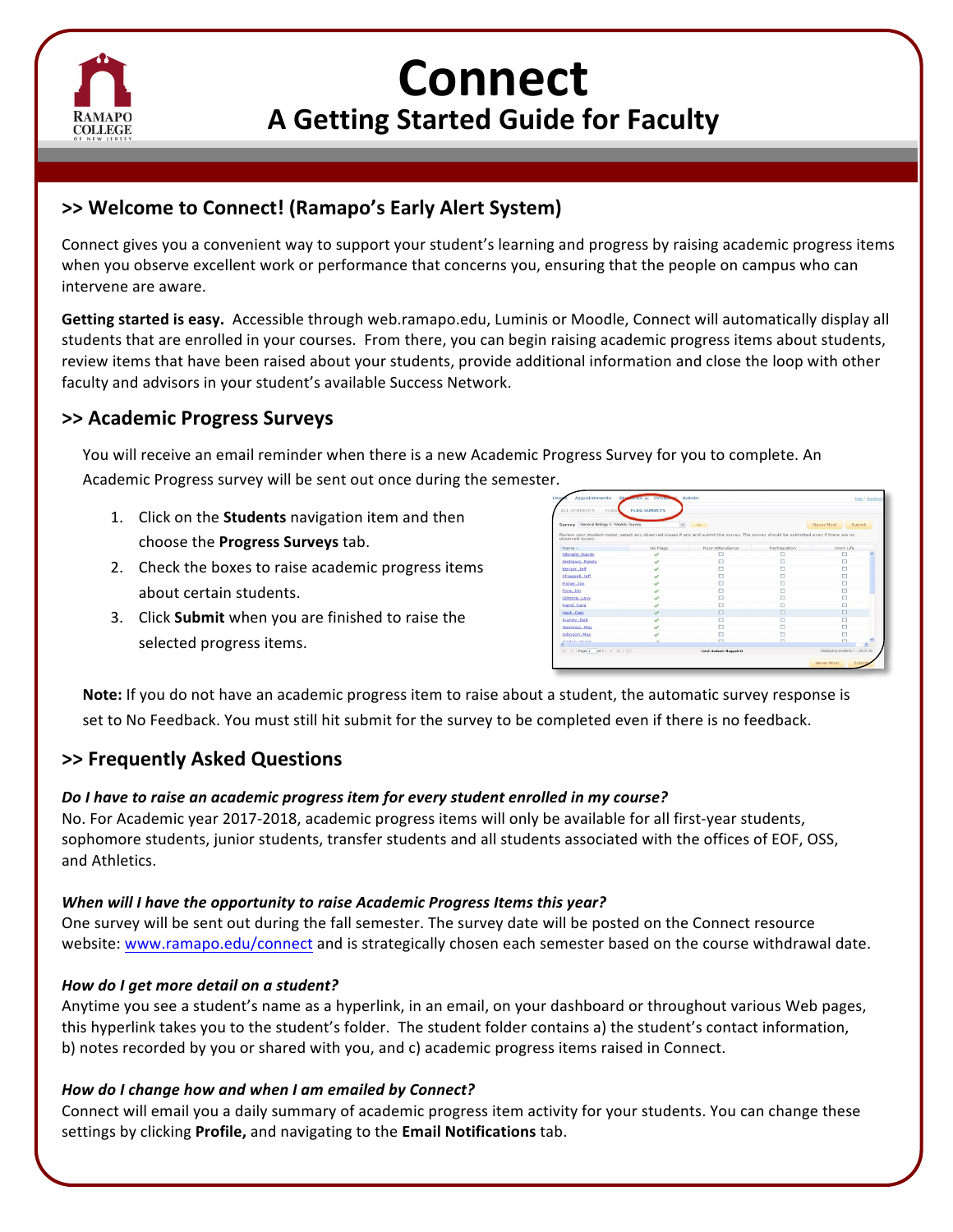# Connect

## A Getting Started Guide for Faculty

## >> Welcome to Connect! (Ramapo's Early Alert System)

Connect gives you a convenient way to support your student's learning and progress by raising academic progress items when you observe excellent work or performance that concerns you, ensuring that the people on campus who can intervene are aware.

**Getting started is easy.** Accessible through web.ramapo.edu, Luminis or Moodle, Connect will automatically display all students that are enrolled in your courses. From there, you can begin raising academic progress items about students, review items that have been raised about your students, provide additional information and close the loop with other faculty and advisors in your student's available Success Network.

## >> Academic Progress Surveys

You will receive an email reminder when there is a new Academic Progress Survey for you to complete. An Academic Progress survey will be sent out once during the semester.

1. Click on the **Students** navigation item and then choose the **Progress Surveys** tab.
2. Check the boxes to raise academic progress items about certain students.
3. Click **Submit** when you are finished to raise the selected progress items.

**Note:** If you do not have an academic progress item to raise about a student, the automatic survey response is set to No Feedback. You must still hit submit for the survey to be completed even if there is no feedback.

## >> Frequently Asked Questions

***Do I have to raise an academic progress item for every student enrolled in my course?***
No. For Academic year 2017-2018, academic progress items will only be available for all first-year students, sophomore students, junior students, transfer students and all students associated with the offices of EOF, OSS, and Athletics.

***When will I have the opportunity to raise Academic Progress Items this year?***
One survey will be sent out during the fall semester. The survey date will be posted on the Connect resource website: www.ramapo.edu/connect and is strategically chosen each semester based on the course withdrawal date.

***How do I get more detail on a student?***
Anytime you see a student's name as a hyperlink, in an email, on your dashboard or throughout various Web pages, this hyperlink takes you to the student's folder. The student folder contains a) the student's contact information, b) notes recorded by you or shared with you, and c) academic progress items raised in Connect.

***How do I change how and when I am emailed by Connect?***
Connect will email you a daily summary of academic progress item activity for your students. You can change these settings by clicking **Profile,** and navigating to the **Email Notifications** tab.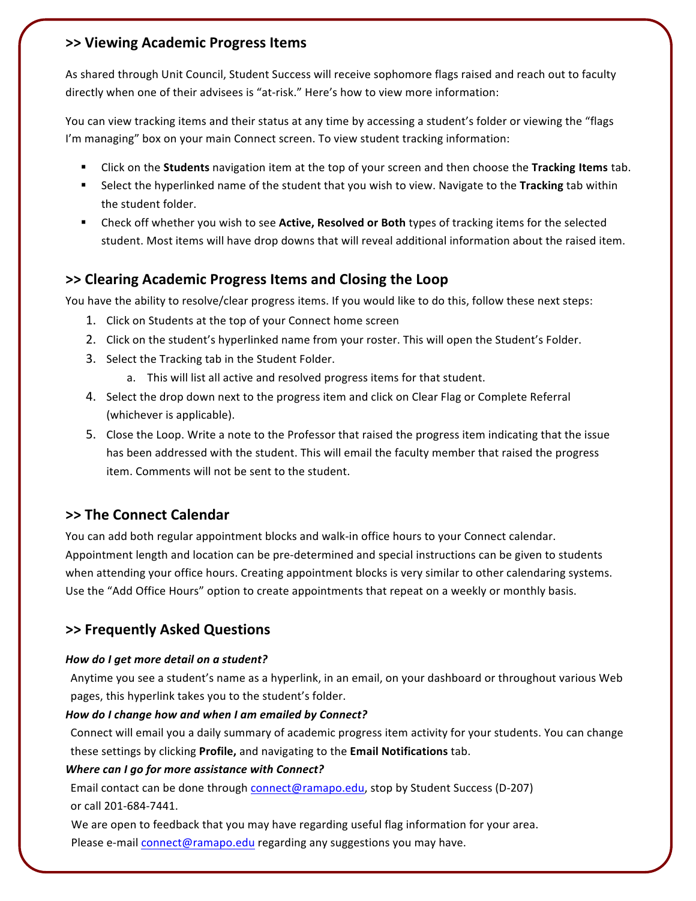## >> Viewing Academic Progress Items

As shared through Unit Council, Student Success will receive sophomore flags raised and reach out to faculty directly when one of their advisees is "at-risk." Here's how to view more information:

You can view tracking items and their status at any time by accessing a student's folder or viewing the "flags I'm managing" box on your main Connect screen. To view student tracking information:

- Click on the **Students** navigation item at the top of your screen and then choose the **Tracking Items** tab.
- Select the hyperlinked name of the student that you wish to view. Navigate to the **Tracking** tab within the student folder.
- Check off whether you wish to see **Active, Resolved or Both** types of tracking items for the selected student. Most items will have drop downs that will reveal additional information about the raised item.

## >> Clearing Academic Progress Items and Closing the Loop

You have the ability to resolve/clear progress items. If you would like to do this, follow these next steps:

1. Click on Students at the top of your Connect home screen
2. Click on the student's hyperlinked name from your roster. This will open the Student's Folder.
3. Select the Tracking tab in the Student Folder.
   a. This will list all active and resolved progress items for that student.
4. Select the drop down next to the progress item and click on Clear Flag or Complete Referral (whichever is applicable).
5. Close the Loop. Write a note to the Professor that raised the progress item indicating that the issue has been addressed with the student. This will email the faculty member that raised the progress item. Comments will not be sent to the student.

## >> The Connect Calendar

You can add both regular appointment blocks and walk-in office hours to your Connect calendar. Appointment length and location can be pre-determined and special instructions can be given to students when attending your office hours. Creating appointment blocks is very similar to other calendaring systems. Use the "Add Office Hours" option to create appointments that repeat on a weekly or monthly basis.

## >> Frequently Asked Questions

***How do I get more detail on a student?***

Anytime you see a student's name as a hyperlink, in an email, on your dashboard or throughout various Web pages, this hyperlink takes you to the student's folder.

***How do I change how and when I am emailed by Connect?***

Connect will email you a daily summary of academic progress item activity for your students. You can change these settings by clicking **Profile,** and navigating to the **Email Notifications** tab.

***Where can I go for more assistance with Connect?***

Email contact can be done through connect@ramapo.edu, stop by Student Success (D-207) or call 201-684-7441.

We are open to feedback that you may have regarding useful flag information for your area. Please e-mail connect@ramapo.edu regarding any suggestions you may have.